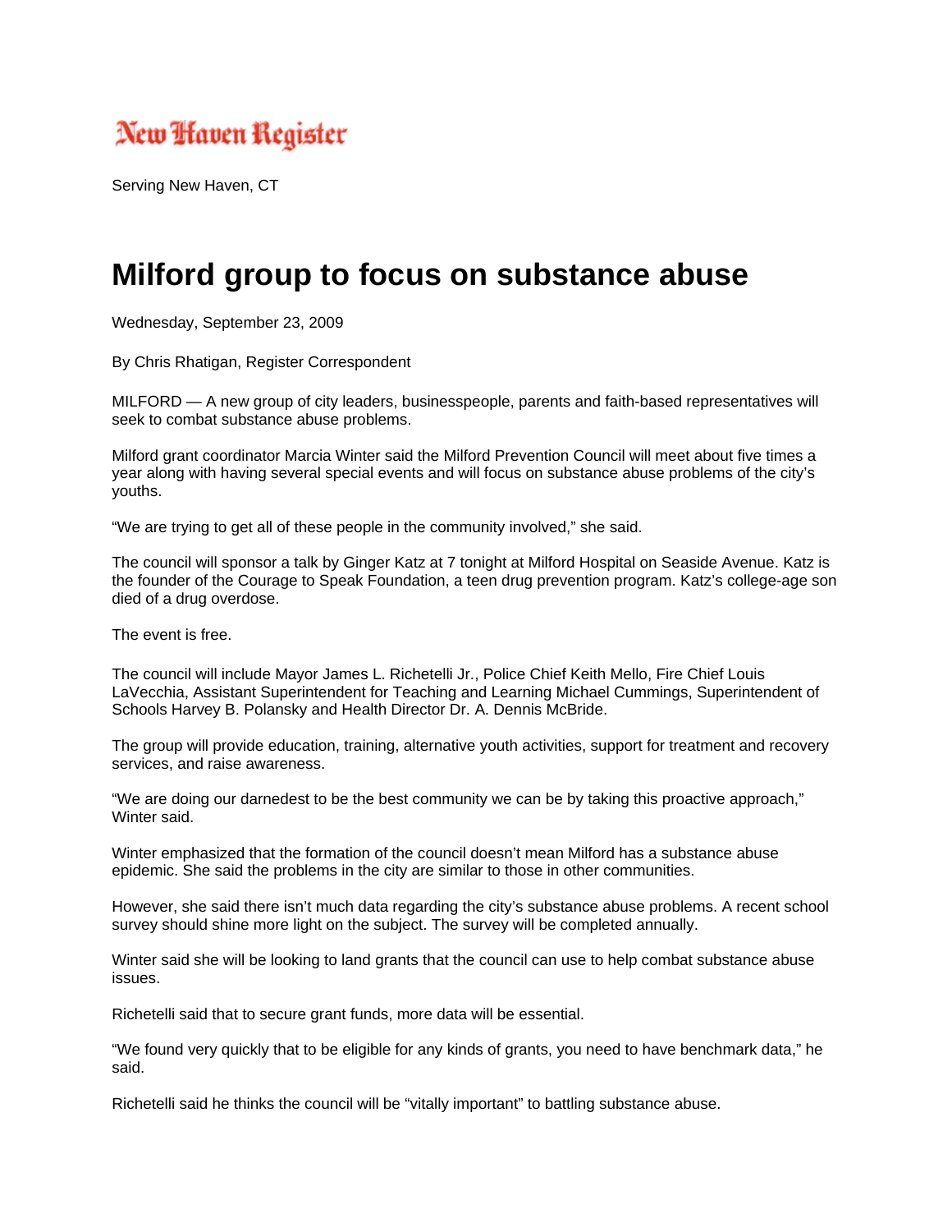New Haven Register

Serving New Haven, CT

# Milford group to focus on substance abuse

Wednesday, September 23, 2009

By Chris Rhatigan, Register Correspondent

MILFORD — A new group of city leaders, businesspeople, parents and faith-based representatives will seek to combat substance abuse problems.

Milford grant coordinator Marcia Winter said the Milford Prevention Council will meet about five times a year along with having several special events and will focus on substance abuse problems of the city's youths.

"We are trying to get all of these people in the community involved," she said.

The council will sponsor a talk by Ginger Katz at 7 tonight at Milford Hospital on Seaside Avenue. Katz is the founder of the Courage to Speak Foundation, a teen drug prevention program. Katz's college-age son died of a drug overdose.

The event is free.

The council will include Mayor James L. Richetelli Jr., Police Chief Keith Mello, Fire Chief Louis LaVecchia, Assistant Superintendent for Teaching and Learning Michael Cummings, Superintendent of Schools Harvey B. Polansky and Health Director Dr. A. Dennis McBride.

The group will provide education, training, alternative youth activities, support for treatment and recovery services, and raise awareness.

"We are doing our darnedest to be the best community we can be by taking this proactive approach," Winter said.

Winter emphasized that the formation of the council doesn't mean Milford has a substance abuse epidemic. She said the problems in the city are similar to those in other communities.

However, she said there isn't much data regarding the city's substance abuse problems. A recent school survey should shine more light on the subject. The survey will be completed annually.

Winter said she will be looking to land grants that the council can use to help combat substance abuse issues.

Richetelli said that to secure grant funds, more data will be essential.

"We found very quickly that to be eligible for any kinds of grants, you need to have benchmark data," he said.

Richetelli said he thinks the council will be "vitally important" to battling substance abuse.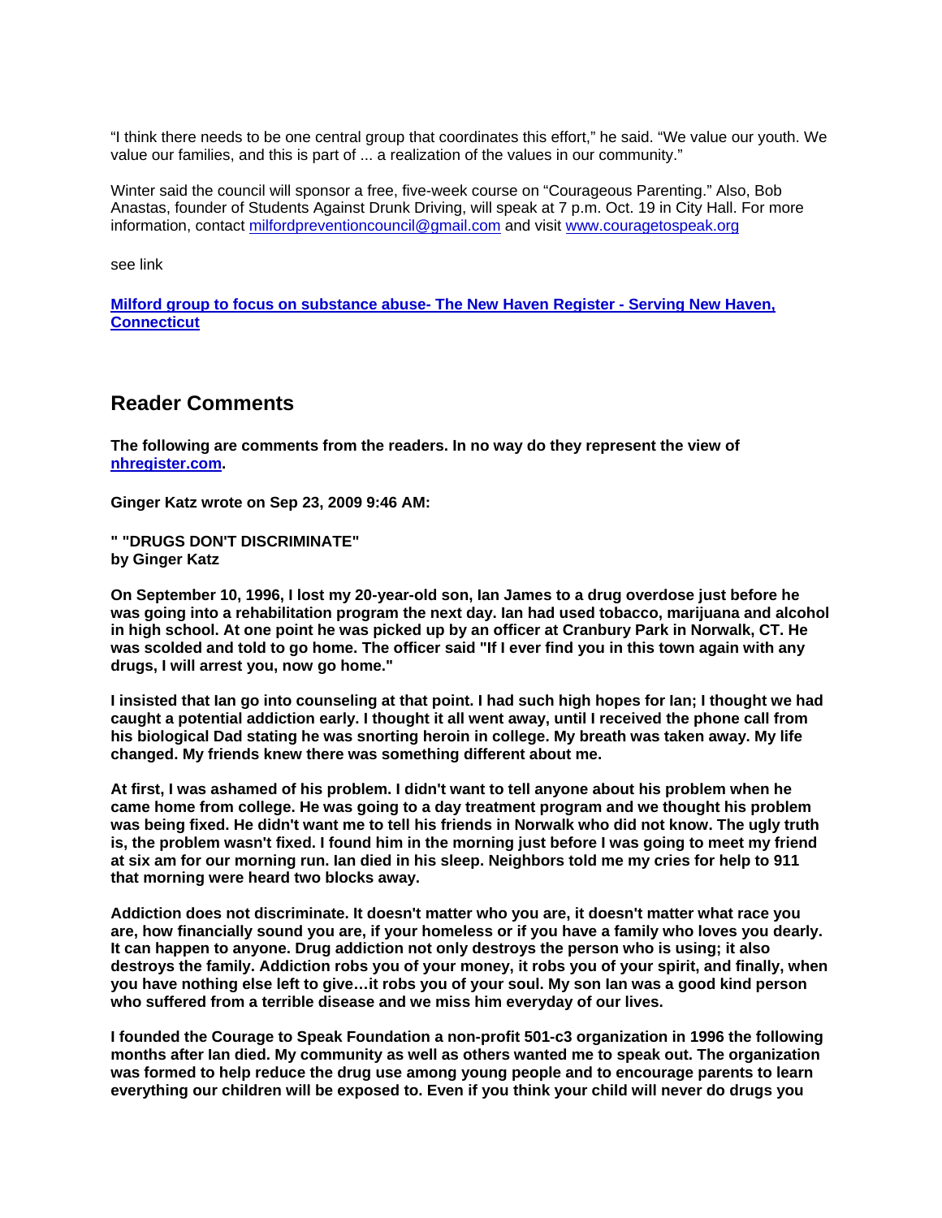"I think there needs to be one central group that coordinates this effort," he said. "We value our youth. We value our families, and this is part of ... a realization of the values in our community."

Winter said the council will sponsor a free, five-week course on "Courageous Parenting." Also, Bob Anastas, founder of Students Against Drunk Driving, will speak at 7 p.m. Oct. 19 in City Hall. For more information, contact milfordpreventioncouncil@gmail.com and visit www.couragetospeak.org

see link

**Milford group to focus on substance abuse- The New Haven Register - Serving New Haven, Connecticut**

## Reader Comments

**The following are comments from the readers. In no way do they represent the view of nhregister.com.**

**Ginger Katz wrote on Sep 23, 2009 9:46 AM:**

**" "DRUGS DON'T DISCRIMINATE"**
**by Ginger Katz**

**On September 10, 1996, I lost my 20-year-old son, Ian James to a drug overdose just before he was going into a rehabilitation program the next day. Ian had used tobacco, marijuana and alcohol in high school. At one point he was picked up by an officer at Cranbury Park in Norwalk, CT. He was scolded and told to go home. The officer said "If I ever find you in this town again with any drugs, I will arrest you, now go home."**

**I insisted that Ian go into counseling at that point. I had such high hopes for Ian; I thought we had caught a potential addiction early. I thought it all went away, until I received the phone call from his biological Dad stating he was snorting heroin in college. My breath was taken away. My life changed. My friends knew there was something different about me.**

**At first, I was ashamed of his problem. I didn't want to tell anyone about his problem when he came home from college. He was going to a day treatment program and we thought his problem was being fixed. He didn't want me to tell his friends in Norwalk who did not know. The ugly truth is, the problem wasn't fixed. I found him in the morning just before I was going to meet my friend at six am for our morning run. Ian died in his sleep. Neighbors told me my cries for help to 911 that morning were heard two blocks away.**

**Addiction does not discriminate. It doesn't matter who you are, it doesn't matter what race you are, how financially sound you are, if your homeless or if you have a family who loves you dearly. It can happen to anyone. Drug addiction not only destroys the person who is using; it also destroys the family. Addiction robs you of your money, it robs you of your spirit, and finally, when you have nothing else left to give…it robs you of your soul. My son Ian was a good kind person who suffered from a terrible disease and we miss him everyday of our lives.**

**I founded the Courage to Speak Foundation a non-profit 501-c3 organization in 1996 the following months after Ian died. My community as well as others wanted me to speak out. The organization was formed to help reduce the drug use among young people and to encourage parents to learn everything our children will be exposed to. Even if you think your child will never do drugs you**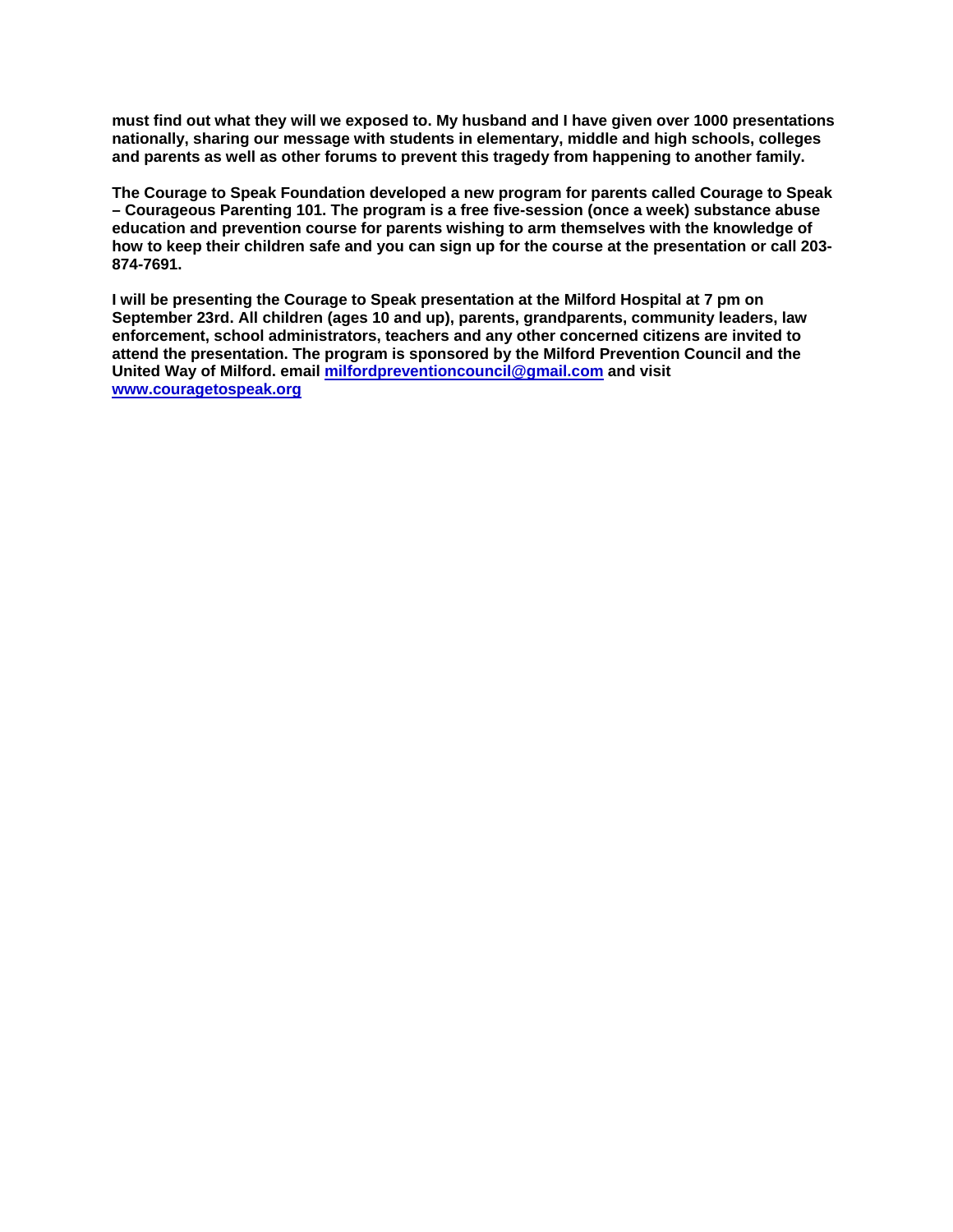**must find out what they will we exposed to. My husband and I have given over 1000 presentations nationally, sharing our message with students in elementary, middle and high schools, colleges and parents as well as other forums to prevent this tragedy from happening to another family.**

**The Courage to Speak Foundation developed a new program for parents called Courage to Speak – Courageous Parenting 101. The program is a free five-session (once a week) substance abuse education and prevention course for parents wishing to arm themselves with the knowledge of how to keep their children safe and you can sign up for the course at the presentation or call 203-874-7691.**

**I will be presenting the Courage to Speak presentation at the Milford Hospital at 7 pm on September 23rd. All children (ages 10 and up), parents, grandparents, community leaders, law enforcement, school administrators, teachers and any other concerned citizens are invited to attend the presentation. The program is sponsored by the Milford Prevention Council and the United Way of Milford. email [milfordpreventioncouncil@gmail.com](mailto:milfordpreventioncouncil@gmail.com) and visit [www.couragetospeak.org](http://www.couragetospeak.org)**